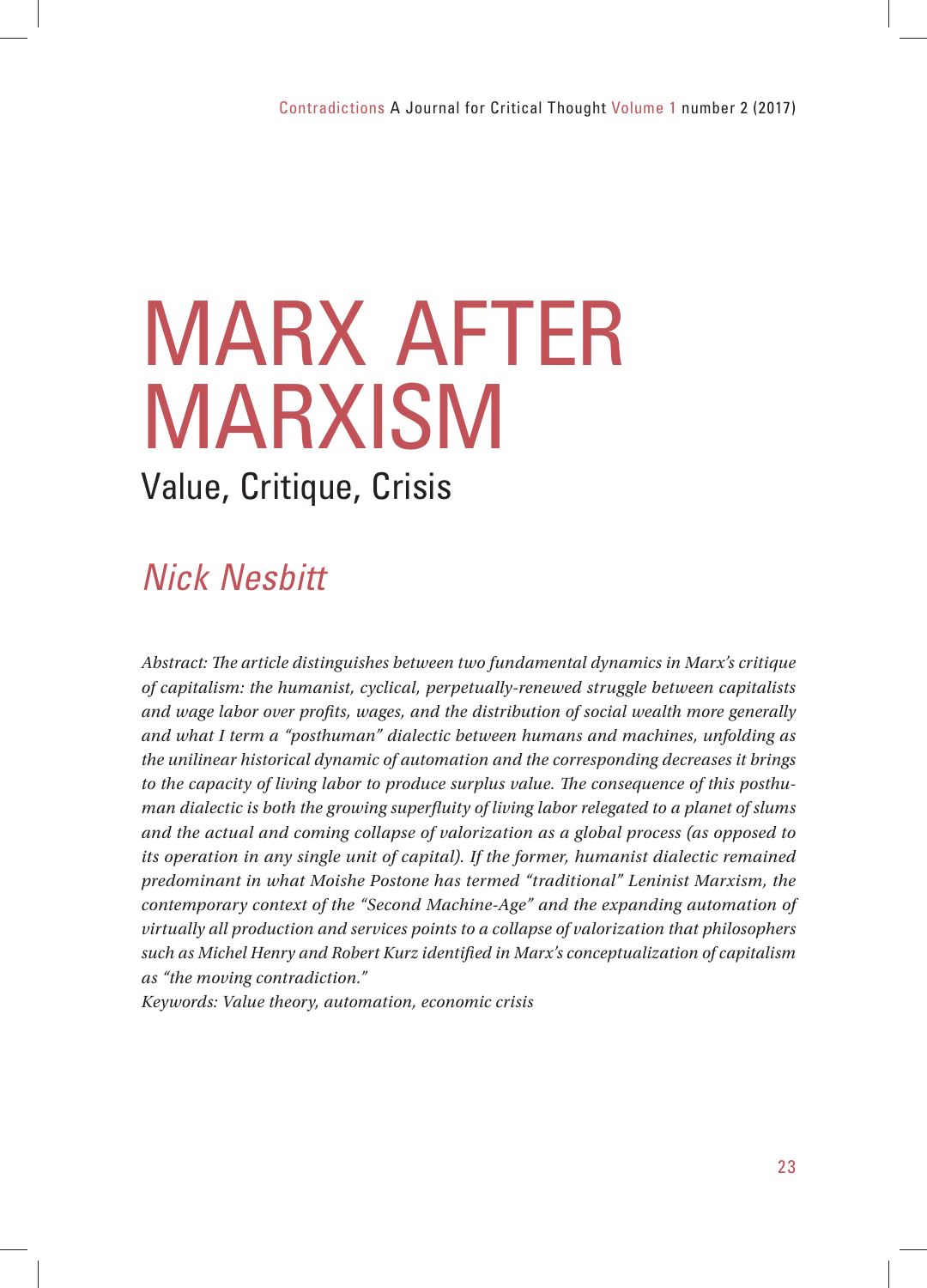# MARX AFTER MARXISM

## Value, Critique, Crisis

*Nick Nesbitt*

*Abstract: The article distinguishes between two fundamental dynamics in Marx's critique of capitalism: the humanist, cyclical, perpetually-renewed struggle between capitalists and wage labor over profits, wages, and the distribution of social wealth more generally and what I term a "posthuman" dialectic between humans and machines, unfolding as the unilinear historical dynamic of automation and the corresponding decreases it brings to the capacity of living labor to produce surplus value. The consequence of this posthuman dialectic is both the growing superfluity of living labor relegated to a planet of slums and the actual and coming collapse of valorization as a global process (as opposed to its operation in any single unit of capital). If the former, humanist dialectic remained predominant in what Moishe Postone has termed "traditional" Leninist Marxism, the contemporary context of the "Second Machine-Age" and the expanding automation of virtually all production and services points to a collapse of valorization that philosophers such as Michel Henry and Robert Kurz identified in Marx's conceptualization of capitalism as "the moving contradiction."*

*Keywords: Value theory, automation, economic crisis*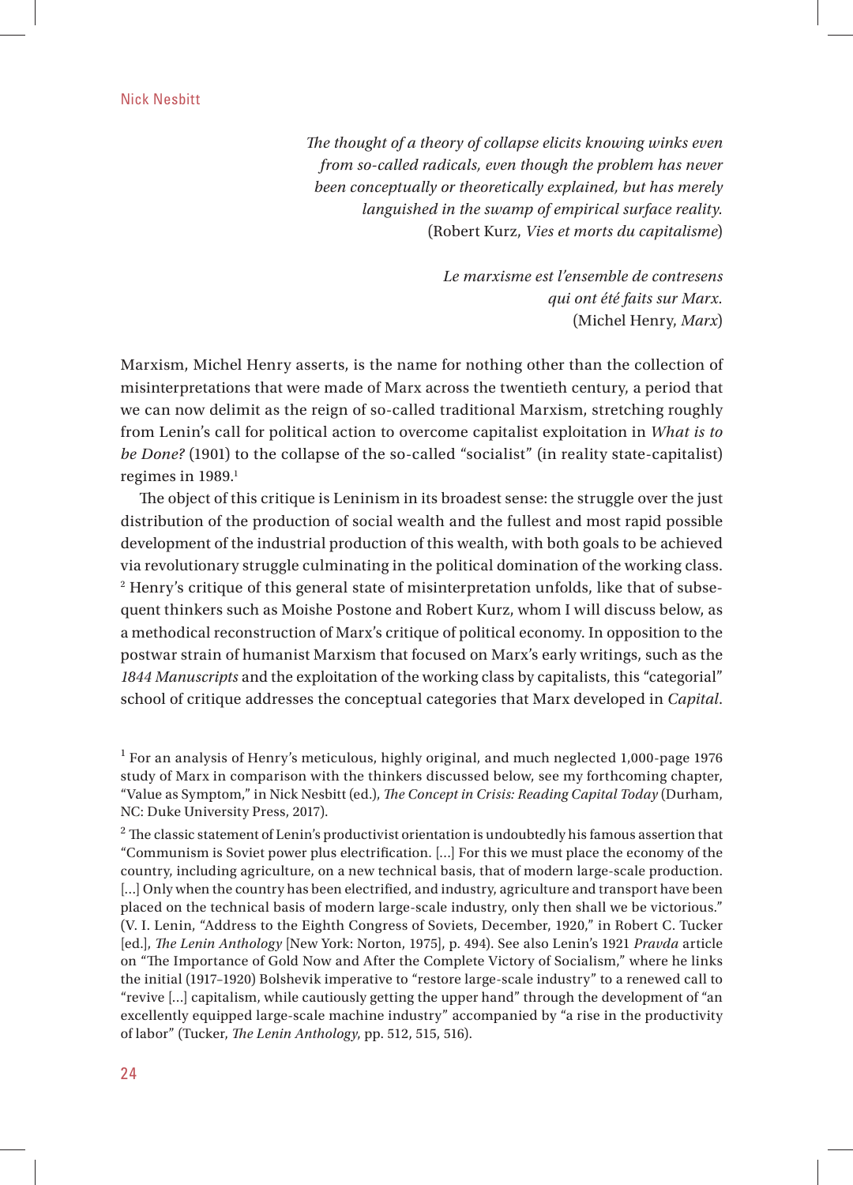*The thought of a theory of collapse elicits knowing winks even from so-called radicals, even though the problem has never been conceptually or theoretically explained, but has merely languished in the swamp of empirical surface reality.*
(Robert Kurz, *Vies et morts du capitalisme*)

*Le marxisme est l'ensemble de contresens qui ont été faits sur Marx.*
(Michel Henry, *Marx*)

Marxism, Michel Henry asserts, is the name for nothing other than the collection of misinterpretations that were made of Marx across the twentieth century, a period that we can now delimit as the reign of so-called traditional Marxism, stretching roughly from Lenin's call for political action to overcome capitalist exploitation in *What is to be Done?* (1901) to the collapse of the so-called "socialist" (in reality state-capitalist) regimes in 1989.[1]

The object of this critique is Leninism in its broadest sense: the struggle over the just distribution of the production of social wealth and the fullest and most rapid possible development of the industrial production of this wealth, with both goals to be achieved via revolutionary struggle culminating in the political domination of the working class.[2] Henry's critique of this general state of misinterpretation unfolds, like that of subsequent thinkers such as Moishe Postone and Robert Kurz, whom I will discuss below, as a methodical reconstruction of Marx's critique of political economy. In opposition to the postwar strain of humanist Marxism that focused on Marx's early writings, such as the *1844 Manuscripts* and the exploitation of the working class by capitalists, this "categorial" school of critique addresses the conceptual categories that Marx developed in *Capital*.

[1] For an analysis of Henry's meticulous, highly original, and much neglected 1,000-page 1976 study of Marx in comparison with the thinkers discussed below, see my forthcoming chapter, "Value as Symptom," in Nick Nesbitt (ed.), *The Concept in Crisis: Reading Capital Today* (Durham, NC: Duke University Press, 2017).

[2] The classic statement of Lenin's productivist orientation is undoubtedly his famous assertion that "Communism is Soviet power plus electrification. [...] For this we must place the economy of the country, including agriculture, on a new technical basis, that of modern large-scale production. [...] Only when the country has been electrified, and industry, agriculture and transport have been placed on the technical basis of modern large-scale industry, only then shall we be victorious." (V. I. Lenin, "Address to the Eighth Congress of Soviets, December, 1920," in Robert C. Tucker [ed.], *The Lenin Anthology* [New York: Norton, 1975], p. 494). See also Lenin's 1921 *Pravda* article on "The Importance of Gold Now and After the Complete Victory of Socialism," where he links the initial (1917–1920) Bolshevik imperative to "restore large-scale industry" to a renewed call to "revive [...] capitalism, while cautiously getting the upper hand" through the development of "an excellently equipped large-scale machine industry" accompanied by "a rise in the productivity of labor" (Tucker, *The Lenin Anthology*, pp. 512, 515, 516).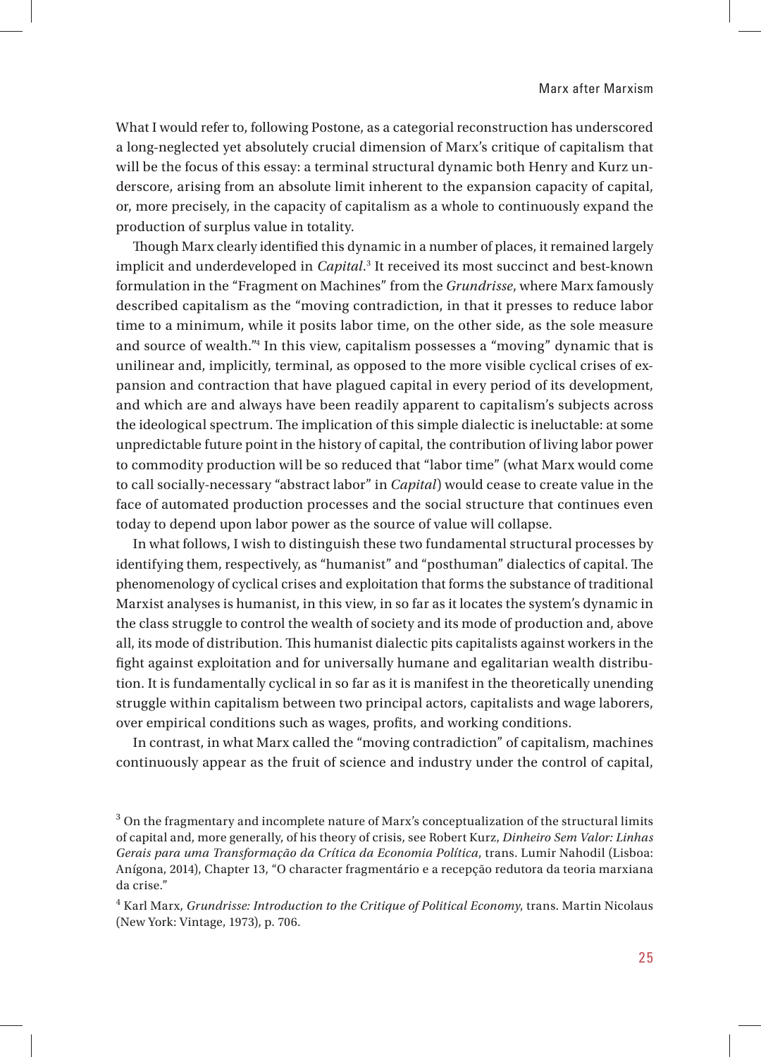What I would refer to, following Postone, as a categorial reconstruction has underscored a long-neglected yet absolutely crucial dimension of Marx's critique of capitalism that will be the focus of this essay: a terminal structural dynamic both Henry and Kurz underscore, arising from an absolute limit inherent to the expansion capacity of capital, or, more precisely, in the capacity of capitalism as a whole to continuously expand the production of surplus value in totality.

Though Marx clearly identified this dynamic in a number of places, it remained largely implicit and underdeveloped in *Capital*.[3] It received its most succinct and best-known formulation in the "Fragment on Machines" from the *Grundrisse*, where Marx famously described capitalism as the "moving contradiction, in that it presses to reduce labor time to a minimum, while it posits labor time, on the other side, as the sole measure and source of wealth."[4] In this view, capitalism possesses a "moving" dynamic that is unilinear and, implicitly, terminal, as opposed to the more visible cyclical crises of expansion and contraction that have plagued capital in every period of its development, and which are and always have been readily apparent to capitalism's subjects across the ideological spectrum. The implication of this simple dialectic is ineluctable: at some unpredictable future point in the history of capital, the contribution of living labor power to commodity production will be so reduced that "labor time" (what Marx would come to call socially-necessary "abstract labor" in *Capital*) would cease to create value in the face of automated production processes and the social structure that continues even today to depend upon labor power as the source of value will collapse.

In what follows, I wish to distinguish these two fundamental structural processes by identifying them, respectively, as "humanist" and "posthuman" dialectics of capital. The phenomenology of cyclical crises and exploitation that forms the substance of traditional Marxist analyses is humanist, in this view, in so far as it locates the system's dynamic in the class struggle to control the wealth of society and its mode of production and, above all, its mode of distribution. This humanist dialectic pits capitalists against workers in the fight against exploitation and for universally humane and egalitarian wealth distribution. It is fundamentally cyclical in so far as it is manifest in the theoretically unending struggle within capitalism between two principal actors, capitalists and wage laborers, over empirical conditions such as wages, profits, and working conditions.

In contrast, in what Marx called the "moving contradiction" of capitalism, machines continuously appear as the fruit of science and industry under the control of capital,

[3] On the fragmentary and incomplete nature of Marx's conceptualization of the structural limits of capital and, more generally, of his theory of crisis, see Robert Kurz, *Dinheiro Sem Valor: Linhas Gerais para uma Transformação da Crítica da Economia Política*, trans. Lumir Nahodil (Lisboa: Anígona, 2014), Chapter 13, "O character fragmentário e a recepção redutora da teoria marxiana da crise."

[4] Karl Marx, *Grundrisse: Introduction to the Critique of Political Economy*, trans. Martin Nicolaus (New York: Vintage, 1973), p. 706.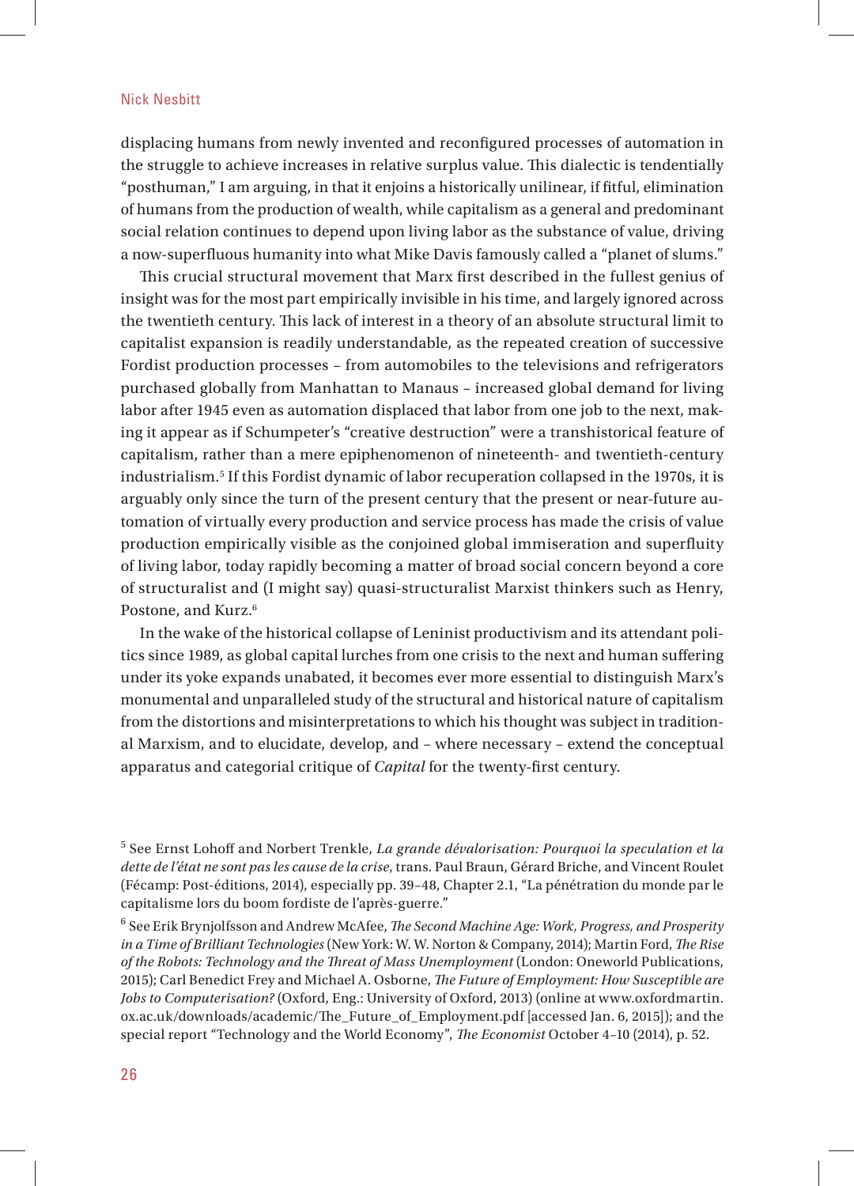displacing humans from newly invented and reconfigured processes of automation in the struggle to achieve increases in relative surplus value. This dialectic is tendentially "posthuman," I am arguing, in that it enjoins a historically unilinear, if fitful, elimination of humans from the production of wealth, while capitalism as a general and predominant social relation continues to depend upon living labor as the substance of value, driving a now-superfluous humanity into what Mike Davis famously called a "planet of slums."

This crucial structural movement that Marx first described in the fullest genius of insight was for the most part empirically invisible in his time, and largely ignored across the twentieth century. This lack of interest in a theory of an absolute structural limit to capitalist expansion is readily understandable, as the repeated creation of successive Fordist production processes – from automobiles to the televisions and refrigerators purchased globally from Manhattan to Manaus – increased global demand for living labor after 1945 even as automation displaced that labor from one job to the next, making it appear as if Schumpeter's "creative destruction" were a transhistorical feature of capitalism, rather than a mere epiphenomenon of nineteenth- and twentieth-century industrialism.[5] If this Fordist dynamic of labor recuperation collapsed in the 1970s, it is arguably only since the turn of the present century that the present or near-future automation of virtually every production and service process has made the crisis of value production empirically visible as the conjoined global immiseration and superfluity of living labor, today rapidly becoming a matter of broad social concern beyond a core of structuralist and (I might say) quasi-structuralist Marxist thinkers such as Henry, Postone, and Kurz.[6]

In the wake of the historical collapse of Leninist productivism and its attendant politics since 1989, as global capital lurches from one crisis to the next and human suffering under its yoke expands unabated, it becomes ever more essential to distinguish Marx's monumental and unparalleled study of the structural and historical nature of capitalism from the distortions and misinterpretations to which his thought was subject in traditional Marxism, and to elucidate, develop, and – where necessary – extend the conceptual apparatus and categorial critique of *Capital* for the twenty-first century.

---

[5] See Ernst Lohoff and Norbert Trenkle, *La grande dévalorisation: Pourquoi la speculation et la dette de l'état ne sont pas les cause de la crise*, trans. Paul Braun, Gérard Briche, and Vincent Roulet (Fécamp: Post-éditions, 2014), especially pp. 39–48, Chapter 2.1, "La pénétration du monde par le capitalisme lors du boom fordiste de l'après-guerre."

[6] See Erik Brynjolfsson and Andrew McAfee, *The Second Machine Age: Work, Progress, and Prosperity in a Time of Brilliant Technologies* (New York: W. W. Norton & Company, 2014); Martin Ford, *The Rise of the Robots: Technology and the Threat of Mass Unemployment* (London: Oneworld Publications, 2015); Carl Benedict Frey and Michael A. Osborne, *The Future of Employment: How Susceptible are Jobs to Computerisation?* (Oxford, Eng.: University of Oxford, 2013) (online at www.oxfordmartin.ox.ac.uk/downloads/academic/The_Future_of_Employment.pdf [accessed Jan. 6, 2015]); and the special report "Technology and the World Economy", *The Economist* October 4–10 (2014), p. 52.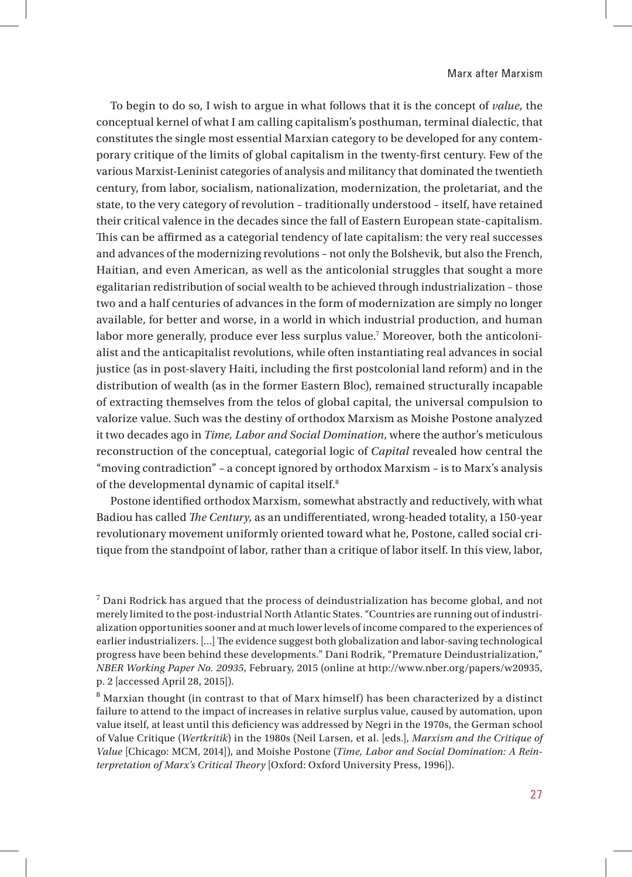To begin to do so, I wish to argue in what follows that it is the concept of *value*, the conceptual kernel of what I am calling capitalism's posthuman, terminal dialectic, that constitutes the single most essential Marxian category to be developed for any contemporary critique of the limits of global capitalism in the twenty-first century. Few of the various Marxist-Leninist categories of analysis and militancy that dominated the twentieth century, from labor, socialism, nationalization, modernization, the proletariat, and the state, to the very category of revolution – traditionally understood – itself, have retained their critical valence in the decades since the fall of Eastern European state-capitalism. This can be affirmed as a categorial tendency of late capitalism: the very real successes and advances of the modernizing revolutions – not only the Bolshevik, but also the French, Haitian, and even American, as well as the anticolonial struggles that sought a more egalitarian redistribution of social wealth to be achieved through industrialization – those two and a half centuries of advances in the form of modernization are simply no longer available, for better and worse, in a world in which industrial production, and human labor more generally, produce ever less surplus value.[7] Moreover, both the anticolonialist and the anticapitalist revolutions, while often instantiating real advances in social justice (as in post-slavery Haiti, including the first postcolonial land reform) and in the distribution of wealth (as in the former Eastern Bloc), remained structurally incapable of extracting themselves from the telos of global capital, the universal compulsion to valorize value. Such was the destiny of orthodox Marxism as Moishe Postone analyzed it two decades ago in *Time, Labor and Social Domination*, where the author's meticulous reconstruction of the conceptual, categorial logic of *Capital* revealed how central the "moving contradiction" – a concept ignored by orthodox Marxism – is to Marx's analysis of the developmental dynamic of capital itself.[8]

Postone identified orthodox Marxism, somewhat abstractly and reductively, with what Badiou has called *The Century*, as an undifferentiated, wrong-headed totality, a 150-year revolutionary movement uniformly oriented toward what he, Postone, called social critique from the standpoint of labor, rather than a critique of labor itself. In this view, labor,

[7] Dani Rodrick has argued that the process of deindustrialization has become global, and not merely limited to the post-industrial North Atlantic States. "Countries are running out of industrialization opportunities sooner and at much lower levels of income compared to the experiences of earlier industrializers. [...] The evidence suggest both globalization and labor-saving technological progress have been behind these developments." Dani Rodrik, "Premature Deindustrialization," *NBER Working Paper No. 20935*, February, 2015 (online at http://www.nber.org/papers/w20935, p. 2 [accessed April 28, 2015]).

[8] Marxian thought (in contrast to that of Marx himself) has been characterized by a distinct failure to attend to the impact of increases in relative surplus value, caused by automation, upon value itself, at least until this deficiency was addressed by Negri in the 1970s, the German school of Value Critique (*Wertkritik*) in the 1980s (Neil Larsen, et al. [eds.], *Marxism and the Critique of Value* [Chicago: MCM, 2014]), and Moishe Postone (*Time, Labor and Social Domination: A Reinterpretation of Marx's Critical Theory* [Oxford: Oxford University Press, 1996]).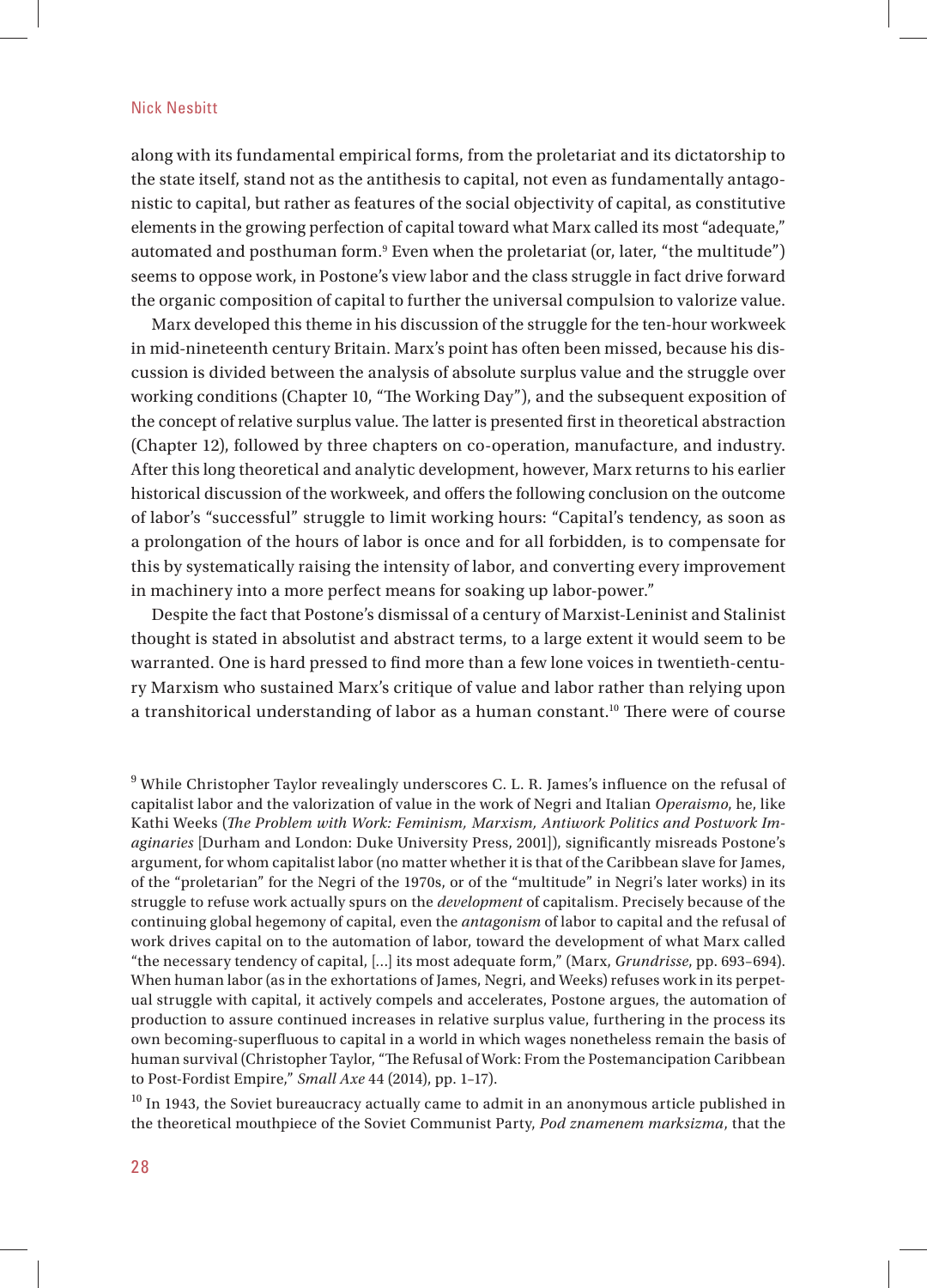along with its fundamental empirical forms, from the proletariat and its dictatorship to the state itself, stand not as the antithesis to capital, not even as fundamentally antagonistic to capital, but rather as features of the social objectivity of capital, as constitutive elements in the growing perfection of capital toward what Marx called its most "adequate," automated and posthuman form.[9] Even when the proletariat (or, later, "the multitude") seems to oppose work, in Postone's view labor and the class struggle in fact drive forward the organic composition of capital to further the universal compulsion to valorize value.

Marx developed this theme in his discussion of the struggle for the ten-hour workweek in mid-nineteenth century Britain. Marx's point has often been missed, because his discussion is divided between the analysis of absolute surplus value and the struggle over working conditions (Chapter 10, "The Working Day"), and the subsequent exposition of the concept of relative surplus value. The latter is presented first in theoretical abstraction (Chapter 12), followed by three chapters on co-operation, manufacture, and industry. After this long theoretical and analytic development, however, Marx returns to his earlier historical discussion of the workweek, and offers the following conclusion on the outcome of labor's "successful" struggle to limit working hours: "Capital's tendency, as soon as a prolongation of the hours of labor is once and for all forbidden, is to compensate for this by systematically raising the intensity of labor, and converting every improvement in machinery into a more perfect means for soaking up labor-power."

Despite the fact that Postone's dismissal of a century of Marxist-Leninist and Stalinist thought is stated in absolutist and abstract terms, to a large extent it would seem to be warranted. One is hard pressed to find more than a few lone voices in twentieth-century Marxism who sustained Marx's critique of value and labor rather than relying upon a transhitorical understanding of labor as a human constant.[10] There were of course

---

[9] While Christopher Taylor revealingly underscores C. L. R. James's influence on the refusal of capitalist labor and the valorization of value in the work of Negri and Italian *Operaismo*, he, like Kathi Weeks (*The Problem with Work: Feminism, Marxism, Antiwork Politics and Postwork Imaginaries* [Durham and London: Duke University Press, 2001]), significantly misreads Postone's argument, for whom capitalist labor (no matter whether it is that of the Caribbean slave for James, of the "proletarian" for the Negri of the 1970s, or of the "multitude" in Negri's later works) in its struggle to refuse work actually spurs on the *development* of capitalism. Precisely because of the continuing global hegemony of capital, even the *antagonism* of labor to capital and the refusal of work drives capital on to the automation of labor, toward the development of what Marx called "the necessary tendency of capital, [...] its most adequate form," (Marx, *Grundrisse*, pp. 693–694). When human labor (as in the exhortations of James, Negri, and Weeks) refuses work in its perpetual struggle with capital, it actively compels and accelerates, Postone argues, the automation of production to assure continued increases in relative surplus value, furthering in the process its own becoming-superfluous to capital in a world in which wages nonetheless remain the basis of human survival (Christopher Taylor, "The Refusal of Work: From the Postemancipation Caribbean to Post-Fordist Empire," *Small Axe* 44 (2014), pp. 1–17).

[10] In 1943, the Soviet bureaucracy actually came to admit in an anonymous article published in the theoretical mouthpiece of the Soviet Communist Party, *Pod znamenem marksizma*, that the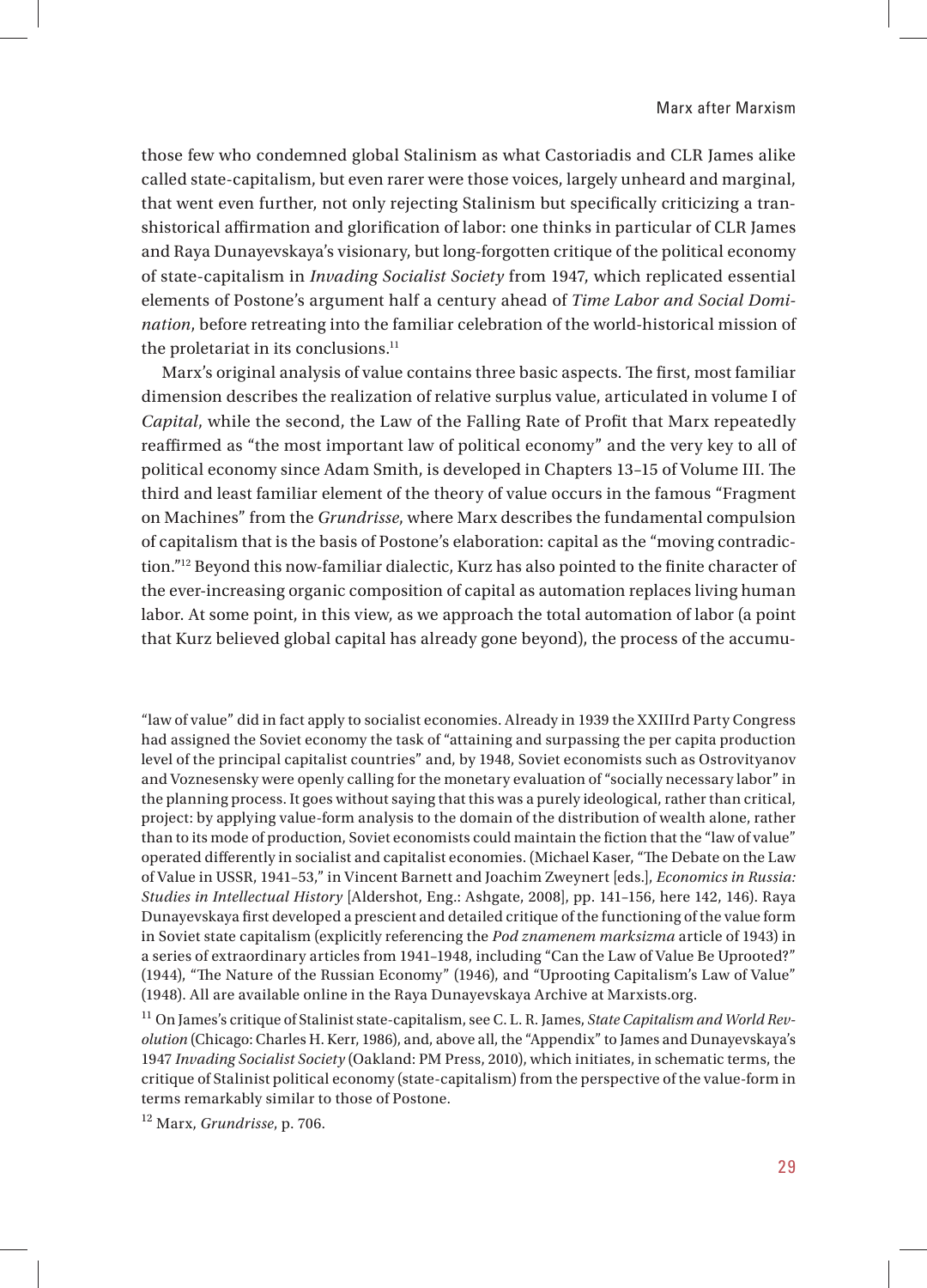those few who condemned global Stalinism as what Castoriadis and CLR James alike called state-capitalism, but even rarer were those voices, largely unheard and marginal, that went even further, not only rejecting Stalinism but specifically criticizing a transhistorical affirmation and glorification of labor: one thinks in particular of CLR James and Raya Dunayevskaya's visionary, but long-forgotten critique of the political economy of state-capitalism in *Invading Socialist Society* from 1947, which replicated essential elements of Postone's argument half a century ahead of *Time Labor and Social Domination*, before retreating into the familiar celebration of the world-historical mission of the proletariat in its conclusions.[11]

Marx's original analysis of value contains three basic aspects. The first, most familiar dimension describes the realization of relative surplus value, articulated in volume I of *Capital*, while the second, the Law of the Falling Rate of Profit that Marx repeatedly reaffirmed as "the most important law of political economy" and the very key to all of political economy since Adam Smith, is developed in Chapters 13–15 of Volume III. The third and least familiar element of the theory of value occurs in the famous "Fragment on Machines" from the *Grundrisse*, where Marx describes the fundamental compulsion of capitalism that is the basis of Postone's elaboration: capital as the "moving contradiction."[12] Beyond this now-familiar dialectic, Kurz has also pointed to the finite character of the ever-increasing organic composition of capital as automation replaces living human labor. At some point, in this view, as we approach the total automation of labor (a point that Kurz believed global capital has already gone beyond), the process of the accumu-

"law of value" did in fact apply to socialist economies. Already in 1939 the XXIIIrd Party Congress had assigned the Soviet economy the task of "attaining and surpassing the per capita production level of the principal capitalist countries" and, by 1948, Soviet economists such as Ostrovityanov and Voznesensky were openly calling for the monetary evaluation of "socially necessary labor" in the planning process. It goes without saying that this was a purely ideological, rather than critical, project: by applying value-form analysis to the domain of the distribution of wealth alone, rather than to its mode of production, Soviet economists could maintain the fiction that the "law of value" operated differently in socialist and capitalist economies. (Michael Kaser, "The Debate on the Law of Value in USSR, 1941–53," in Vincent Barnett and Joachim Zweynert [eds.], *Economics in Russia: Studies in Intellectual History* [Aldershot, Eng.: Ashgate, 2008], pp. 141–156, here 142, 146). Raya Dunayevskaya first developed a prescient and detailed critique of the functioning of the value form in Soviet state capitalism (explicitly referencing the *Pod znamenem marksizma* article of 1943) in a series of extraordinary articles from 1941–1948, including "Can the Law of Value Be Uprooted?" (1944), "The Nature of the Russian Economy" (1946), and "Uprooting Capitalism's Law of Value" (1948). All are available online in the Raya Dunayevskaya Archive at Marxists.org.

[11] On James's critique of Stalinist state-capitalism, see C. L. R. James, *State Capitalism and World Revolution* (Chicago: Charles H. Kerr, 1986), and, above all, the "Appendix" to James and Dunayevskaya's 1947 *Invading Socialist Society* (Oakland: PM Press, 2010), which initiates, in schematic terms, the critique of Stalinist political economy (state-capitalism) from the perspective of the value-form in terms remarkably similar to those of Postone.

[12] Marx, *Grundrisse*, p. 706.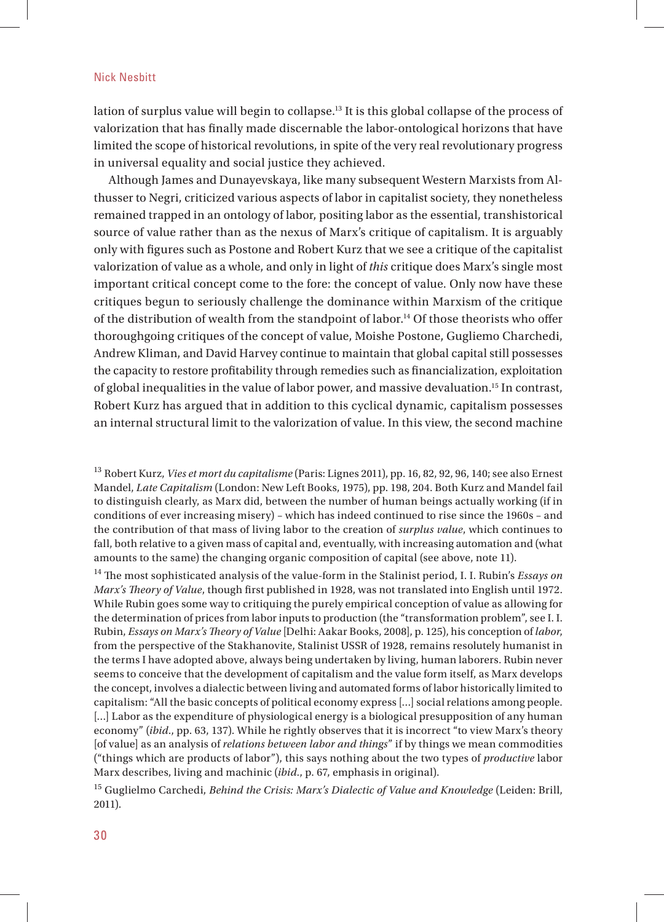lation of surplus value will begin to collapse.[13] It is this global collapse of the process of valorization that has finally made discernable the labor-ontological horizons that have limited the scope of historical revolutions, in spite of the very real revolutionary progress in universal equality and social justice they achieved.

Although James and Dunayevskaya, like many subsequent Western Marxists from Althusser to Negri, criticized various aspects of labor in capitalist society, they nonetheless remained trapped in an ontology of labor, positing labor as the essential, transhistorical source of value rather than as the nexus of Marx's critique of capitalism. It is arguably only with figures such as Postone and Robert Kurz that we see a critique of the capitalist valorization of value as a whole, and only in light of *this* critique does Marx's single most important critical concept come to the fore: the concept of value. Only now have these critiques begun to seriously challenge the dominance within Marxism of the critique of the distribution of wealth from the standpoint of labor.[14] Of those theorists who offer thoroughgoing critiques of the concept of value, Moishe Postone, Gugliemo Charchedi, Andrew Kliman, and David Harvey continue to maintain that global capital still possesses the capacity to restore profitability through remedies such as financialization, exploitation of global inequalities in the value of labor power, and massive devaluation.[15] In contrast, Robert Kurz has argued that in addition to this cyclical dynamic, capitalism possesses an internal structural limit to the valorization of value. In this view, the second machine

[13] Robert Kurz, *Vies et mort du capitalisme* (Paris: Lignes 2011), pp. 16, 82, 92, 96, 140; see also Ernest Mandel, *Late Capitalism* (London: New Left Books, 1975), pp. 198, 204. Both Kurz and Mandel fail to distinguish clearly, as Marx did, between the number of human beings actually working (if in conditions of ever increasing misery) – which has indeed continued to rise since the 1960s – and the contribution of that mass of living labor to the creation of *surplus value*, which continues to fall, both relative to a given mass of capital and, eventually, with increasing automation and (what amounts to the same) the changing organic composition of capital (see above, note 11).

[14] The most sophisticated analysis of the value-form in the Stalinist period, I. I. Rubin's *Essays on Marx's Theory of Value*, though first published in 1928, was not translated into English until 1972. While Rubin goes some way to critiquing the purely empirical conception of value as allowing for the determination of prices from labor inputs to production (the "transformation problem", see I. I. Rubin, *Essays on Marx's Theory of Value* [Delhi: Aakar Books, 2008], p. 125), his conception of *labor*, from the perspective of the Stakhanovite, Stalinist USSR of 1928, remains resolutely humanist in the terms I have adopted above, always being undertaken by living, human laborers. Rubin never seems to conceive that the development of capitalism and the value form itself, as Marx develops the concept, involves a dialectic between living and automated forms of labor historically limited to capitalism: "All the basic concepts of political economy express [...] social relations among people. [...] Labor as the expenditure of physiological energy is a biological presupposition of any human economy" (*ibid.*, pp. 63, 137). While he rightly observes that it is incorrect "to view Marx's theory [of value] as an analysis of *relations between labor and things*" if by things we mean commodities ("things which are products of labor"), this says nothing about the two types of *productive* labor Marx describes, living and machinic (*ibid.*, p. 67, emphasis in original).

[15] Guglielmo Carchedi, *Behind the Crisis: Marx's Dialectic of Value and Knowledge* (Leiden: Brill, 2011).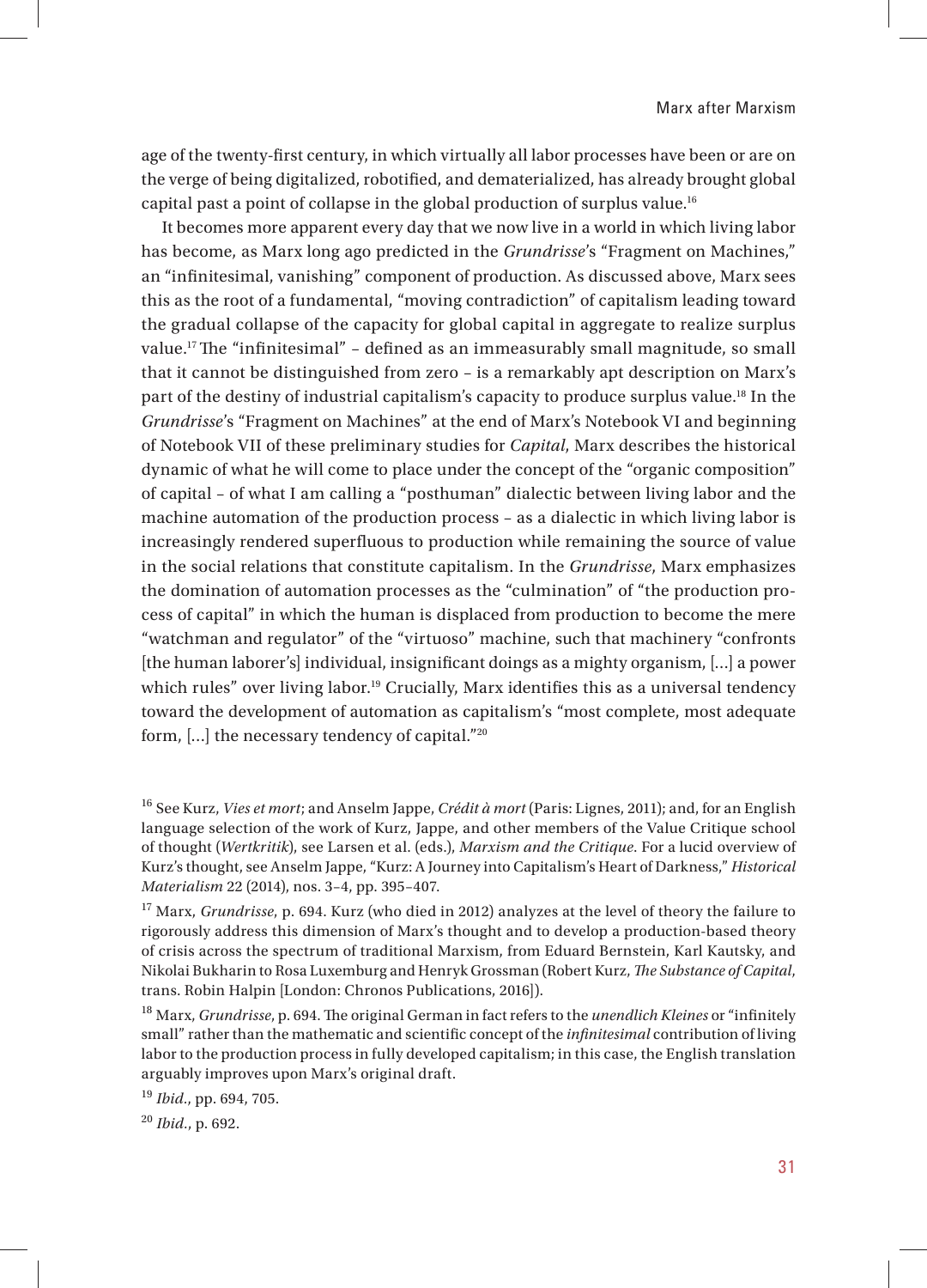age of the twenty-first century, in which virtually all labor processes have been or are on the verge of being digitalized, robotified, and dematerialized, has already brought global capital past a point of collapse in the global production of surplus value.[16]

It becomes more apparent every day that we now live in a world in which living labor has become, as Marx long ago predicted in the *Grundrisse*'s "Fragment on Machines," an "infinitesimal, vanishing" component of production. As discussed above, Marx sees this as the root of a fundamental, "moving contradiction" of capitalism leading toward the gradual collapse of the capacity for global capital in aggregate to realize surplus value.[17] The "infinitesimal" – defined as an immeasurably small magnitude, so small that it cannot be distinguished from zero – is a remarkably apt description on Marx's part of the destiny of industrial capitalism's capacity to produce surplus value.[18] In the *Grundrisse*'s "Fragment on Machines" at the end of Marx's Notebook VI and beginning of Notebook VII of these preliminary studies for *Capital*, Marx describes the historical dynamic of what he will come to place under the concept of the "organic composition" of capital – of what I am calling a "posthuman" dialectic between living labor and the machine automation of the production process – as a dialectic in which living labor is increasingly rendered superfluous to production while remaining the source of value in the social relations that constitute capitalism. In the *Grundrisse*, Marx emphasizes the domination of automation processes as the "culmination" of "the production process of capital" in which the human is displaced from production to become the mere "watchman and regulator" of the "virtuoso" machine, such that machinery "confronts [the human laborer's] individual, insignificant doings as a mighty organism, [...] a power which rules" over living labor.[19] Crucially, Marx identifies this as a universal tendency toward the development of automation as capitalism's "most complete, most adequate form, [...] the necessary tendency of capital."[20]

---

[16] See Kurz, *Vies et mort*; and Anselm Jappe, *Crédit à mort* (Paris: Lignes, 2011); and, for an English language selection of the work of Kurz, Jappe, and other members of the Value Critique school of thought (*Wertkritik*), see Larsen et al. (eds.), *Marxism and the Critique*. For a lucid overview of Kurz's thought, see Anselm Jappe, "Kurz: A Journey into Capitalism's Heart of Darkness," *Historical Materialism* 22 (2014), nos. 3–4, pp. 395–407.

[17] Marx, *Grundrisse*, p. 694. Kurz (who died in 2012) analyzes at the level of theory the failure to rigorously address this dimension of Marx's thought and to develop a production-based theory of crisis across the spectrum of traditional Marxism, from Eduard Bernstein, Karl Kautsky, and Nikolai Bukharin to Rosa Luxemburg and Henryk Grossman (Robert Kurz, *The Substance of Capital*, trans. Robin Halpin [London: Chronos Publications, 2016]).

[18] Marx, *Grundrisse*, p. 694. The original German in fact refers to the *unendlich Kleines* or "infinitely small" rather than the mathematic and scientific concept of the *infinitesimal* contribution of living labor to the production process in fully developed capitalism; in this case, the English translation arguably improves upon Marx's original draft.

[19] *Ibid.*, pp. 694, 705.

[20] *Ibid.*, p. 692.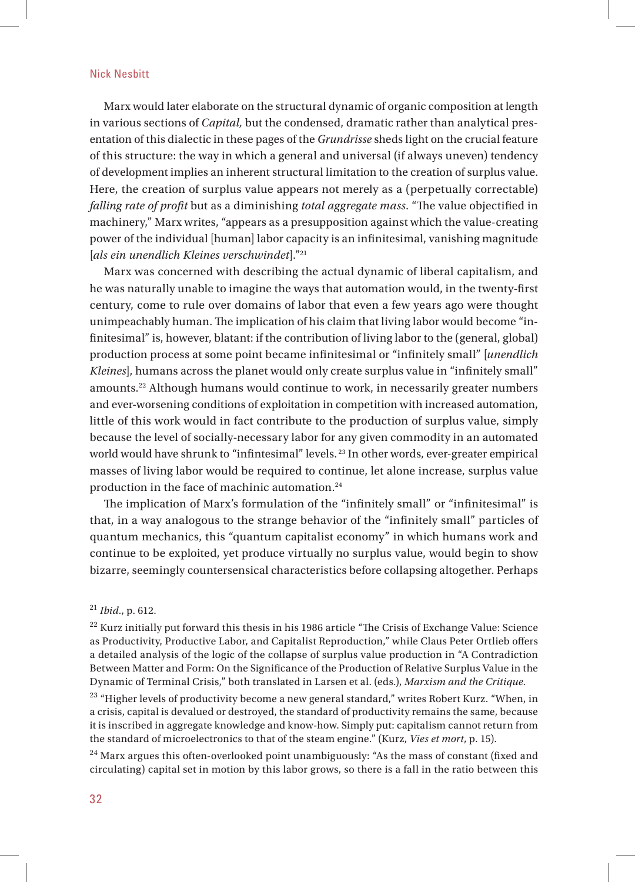Marx would later elaborate on the structural dynamic of organic composition at length in various sections of *Capital,* but the condensed, dramatic rather than analytical presentation of this dialectic in these pages of the *Grundrisse* sheds light on the crucial feature of this structure: the way in which a general and universal (if always uneven) tendency of development implies an inherent structural limitation to the creation of surplus value. Here, the creation of surplus value appears not merely as a (perpetually correctable) *falling rate of profit* but as a diminishing *total aggregate mass*. "The value objectified in machinery," Marx writes, "appears as a presupposition against which the value-creating power of the individual [human] labor capacity is an infinitesimal, vanishing magnitude [*als ein unendlich Kleines verschwindet*]."[21]

Marx was concerned with describing the actual dynamic of liberal capitalism, and he was naturally unable to imagine the ways that automation would, in the twenty-first century, come to rule over domains of labor that even a few years ago were thought unimpeachably human. The implication of his claim that living labor would become "infinitesimal" is, however, blatant: if the contribution of living labor to the (general, global) production process at some point became infinitesimal or "infinitely small" [*unendlich Kleines*], humans across the planet would only create surplus value in "infinitely small" amounts.[22] Although humans would continue to work, in necessarily greater numbers and ever-worsening conditions of exploitation in competition with increased automation, little of this work would in fact contribute to the production of surplus value, simply because the level of socially-necessary labor for any given commodity in an automated world would have shrunk to "infintesimal" levels.[23] In other words, ever-greater empirical masses of living labor would be required to continue, let alone increase, surplus value production in the face of machinic automation.[24]

The implication of Marx's formulation of the "infinitely small" or "infinitesimal" is that, in a way analogous to the strange behavior of the "infinitely small" particles of quantum mechanics, this "quantum capitalist economy" in which humans work and continue to be exploited, yet produce virtually no surplus value, would begin to show bizarre, seemingly countersensical characteristics before collapsing altogether. Perhaps

---

[21] *Ibid.*, p. 612.

[22] Kurz initially put forward this thesis in his 1986 article "The Crisis of Exchange Value: Science as Productivity, Productive Labor, and Capitalist Reproduction," while Claus Peter Ortlieb offers a detailed analysis of the logic of the collapse of surplus value production in "A Contradiction Between Matter and Form: On the Significance of the Production of Relative Surplus Value in the Dynamic of Terminal Crisis," both translated in Larsen et al. (eds.), *Marxism and the Critique.*

[23] "Higher levels of productivity become a new general standard," writes Robert Kurz. "When, in a crisis, capital is devalued or destroyed, the standard of productivity remains the same, because it is inscribed in aggregate knowledge and know-how. Simply put: capitalism cannot return from the standard of microelectronics to that of the steam engine." (Kurz, *Vies et mort*, p. 15).

[24] Marx argues this often-overlooked point unambiguously: "As the mass of constant (fixed and circulating) capital set in motion by this labor grows, so there is a fall in the ratio between this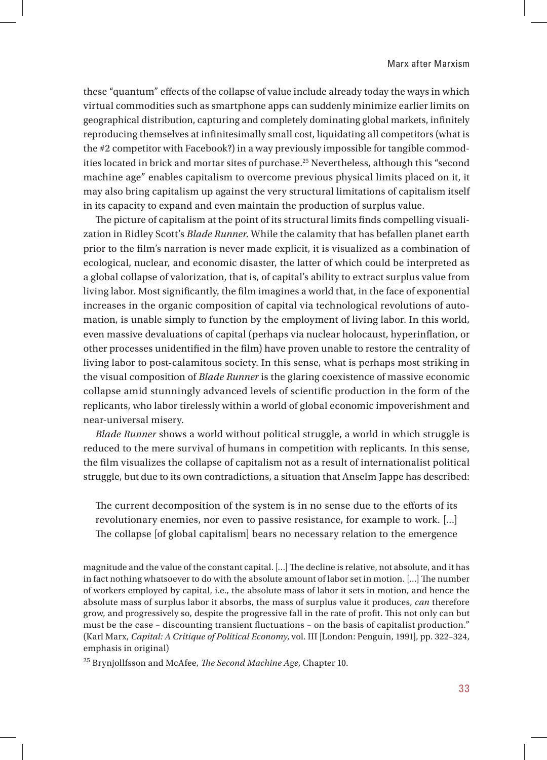these "quantum" effects of the collapse of value include already today the ways in which virtual commodities such as smartphone apps can suddenly minimize earlier limits on geographical distribution, capturing and completely dominating global markets, infinitely reproducing themselves at infinitesimally small cost, liquidating all competitors (what is the #2 competitor with Facebook?) in a way previously impossible for tangible commodities located in brick and mortar sites of purchase.[25] Nevertheless, although this "second machine age" enables capitalism to overcome previous physical limits placed on it, it may also bring capitalism up against the very structural limitations of capitalism itself in its capacity to expand and even maintain the production of surplus value.

The picture of capitalism at the point of its structural limits finds compelling visualization in Ridley Scott's *Blade Runner*. While the calamity that has befallen planet earth prior to the film's narration is never made explicit, it is visualized as a combination of ecological, nuclear, and economic disaster, the latter of which could be interpreted as a global collapse of valorization, that is, of capital's ability to extract surplus value from living labor. Most significantly, the film imagines a world that, in the face of exponential increases in the organic composition of capital via technological revolutions of automation, is unable simply to function by the employment of living labor. In this world, even massive devaluations of capital (perhaps via nuclear holocaust, hyperinflation, or other processes unidentified in the film) have proven unable to restore the centrality of living labor to post-calamitous society. In this sense, what is perhaps most striking in the visual composition of *Blade Runner* is the glaring coexistence of massive economic collapse amid stunningly advanced levels of scientific production in the form of the replicants, who labor tirelessly within a world of global economic impoverishment and near-universal misery.

*Blade Runner* shows a world without political struggle, a world in which struggle is reduced to the mere survival of humans in competition with replicants. In this sense, the film visualizes the collapse of capitalism not as a result of internationalist political struggle, but due to its own contradictions, a situation that Anselm Jappe has described:

> The current decomposition of the system is in no sense due to the efforts of its revolutionary enemies, nor even to passive resistance, for example to work. [...] The collapse [of global capitalism] bears no necessary relation to the emergence

magnitude and the value of the constant capital. [...] The decline is relative, not absolute, and it has in fact nothing whatsoever to do with the absolute amount of labor set in motion. [...] The number of workers employed by capital, i.e., the absolute mass of labor it sets in motion, and hence the absolute mass of surplus labor it absorbs, the mass of surplus value it produces, *can* therefore grow, and progressively so, despite the progressive fall in the rate of profit. This not only can but must be the case – discounting transient fluctuations – on the basis of capitalist production." (Karl Marx, *Capital: A Critique of Political Economy*, vol. III [London: Penguin, 1991], pp. 322–324, emphasis in original)

[25] Brynjollfsson and McAfee, *The Second Machine Age*, Chapter 10.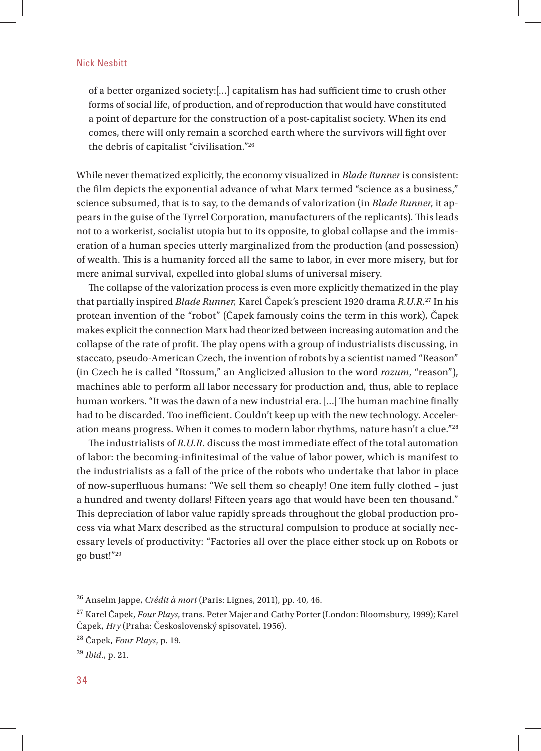> of a better organized society:[…] capitalism has had sufficient time to crush other forms of social life, of production, and of reproduction that would have constituted a point of departure for the construction of a post-capitalist society. When its end comes, there will only remain a scorched earth where the survivors will fight over the debris of capitalist "civilisation."[26]

While never thematized explicitly, the economy visualized in *Blade Runner* is consistent: the film depicts the exponential advance of what Marx termed "science as a business," science subsumed, that is to say, to the demands of valorization (in *Blade Runner*, it appears in the guise of the Tyrrel Corporation, manufacturers of the replicants). This leads not to a workerist, socialist utopia but to its opposite, to global collapse and the immiseration of a human species utterly marginalized from the production (and possession) of wealth. This is a humanity forced all the same to labor, in ever more misery, but for mere animal survival, expelled into global slums of universal misery.

The collapse of the valorization process is even more explicitly thematized in the play that partially inspired *Blade Runner,* Karel Čapek's prescient 1920 drama *R.U.R.*[27] In his protean invention of the "robot" (Čapek famously coins the term in this work), Čapek makes explicit the connection Marx had theorized between increasing automation and the collapse of the rate of profit. The play opens with a group of industrialists discussing, in staccato, pseudo-American Czech, the invention of robots by a scientist named "Reason" (in Czech he is called "Rossum," an Anglicized allusion to the word *rozum*, "reason"), machines able to perform all labor necessary for production and, thus, able to replace human workers. "It was the dawn of a new industrial era. […] The human machine finally had to be discarded. Too inefficient. Couldn't keep up with the new technology. Acceleration means progress. When it comes to modern labor rhythms, nature hasn't a clue."[28]

The industrialists of *R.U.R.* discuss the most immediate effect of the total automation of labor: the becoming-infinitesimal of the value of labor power, which is manifest to the industrialists as a fall of the price of the robots who undertake that labor in place of now-superfluous humans: "We sell them so cheaply! One item fully clothed – just a hundred and twenty dollars! Fifteen years ago that would have been ten thousand." This depreciation of labor value rapidly spreads throughout the global production process via what Marx described as the structural compulsion to produce at socially necessary levels of productivity: "Factories all over the place either stock up on Robots or go bust!"[29]

---

[26] Anselm Jappe, *Crédit à mort* (Paris: Lignes, 2011), pp. 40, 46.

[27] Karel Čapek, *Four Plays*, trans. Peter Majer and Cathy Porter (London: Bloomsbury, 1999); Karel Čapek, *Hry* (Praha: Československý spisovatel, 1956).

[28] Čapek, *Four Plays*, p. 19.

[29] *Ibid.*, p. 21.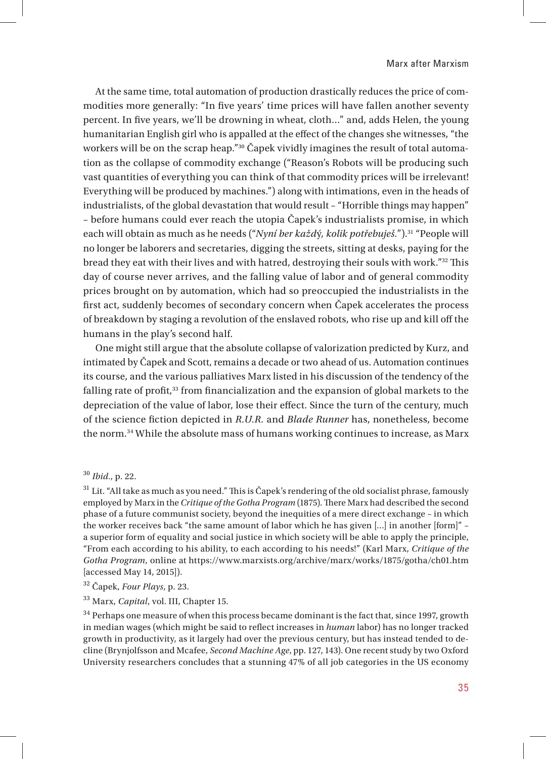At the same time, total automation of production drastically reduces the price of commodities more generally: "In five years' time prices will have fallen another seventy percent. In five years, we'll be drowning in wheat, cloth..." and, adds Helen, the young humanitarian English girl who is appalled at the effect of the changes she witnesses, "the workers will be on the scrap heap."[30] Čapek vividly imagines the result of total automation as the collapse of commodity exchange ("Reason's Robots will be producing such vast quantities of everything you can think of that commodity prices will be irrelevant! Everything will be produced by machines.") along with intimations, even in the heads of industrialists, of the global devastation that would result – "Horrible things may happen" – before humans could ever reach the utopia Čapek's industrialists promise, in which each will obtain as much as he needs ("*Nyní ber každý, kolik potřebuješ.*").[31] "People will no longer be laborers and secretaries, digging the streets, sitting at desks, paying for the bread they eat with their lives and with hatred, destroying their souls with work."[32] This day of course never arrives, and the falling value of labor and of general commodity prices brought on by automation, which had so preoccupied the industrialists in the first act, suddenly becomes of secondary concern when Čapek accelerates the process of breakdown by staging a revolution of the enslaved robots, who rise up and kill off the humans in the play's second half.

One might still argue that the absolute collapse of valorization predicted by Kurz, and intimated by Čapek and Scott, remains a decade or two ahead of us. Automation continues its course, and the various palliatives Marx listed in his discussion of the tendency of the falling rate of profit,[33] from financialization and the expansion of global markets to the depreciation of the value of labor, lose their effect. Since the turn of the century, much of the science fiction depicted in *R.U.R.* and *Blade Runner* has, nonetheless, become the norm.[34] While the absolute mass of humans working continues to increase, as Marx

---

[30] *Ibid.*, p. 22.

[31] Lit. "All take as much as you need." This is Čapek's rendering of the old socialist phrase, famously employed by Marx in the *Critique of the Gotha Program* (1875). There Marx had described the second phase of a future communist society, beyond the inequities of a mere direct exchange – in which the worker receives back "the same amount of labor which he has given [...] in another [form]" – a superior form of equality and social justice in which society will be able to apply the principle, "From each according to his ability, to each according to his needs!" (Karl Marx, *Critique of the Gotha Program*, online at https://www.marxists.org/archive/marx/works/1875/gotha/ch01.htm [accessed May 14, 2015]).

[32] Čapek, *Four Plays*, p. 23.

[33] Marx, *Capital*, vol. III, Chapter 15.

[34] Perhaps one measure of when this process became dominant is the fact that, since 1997, growth in median wages (which might be said to reflect increases in *human* labor) has no longer tracked growth in productivity, as it largely had over the previous century, but has instead tended to decline (Brynjolfsson and Mcafee, *Second Machine Age*, pp. 127, 143). One recent study by two Oxford University researchers concludes that a stunning 47% of all job categories in the US economy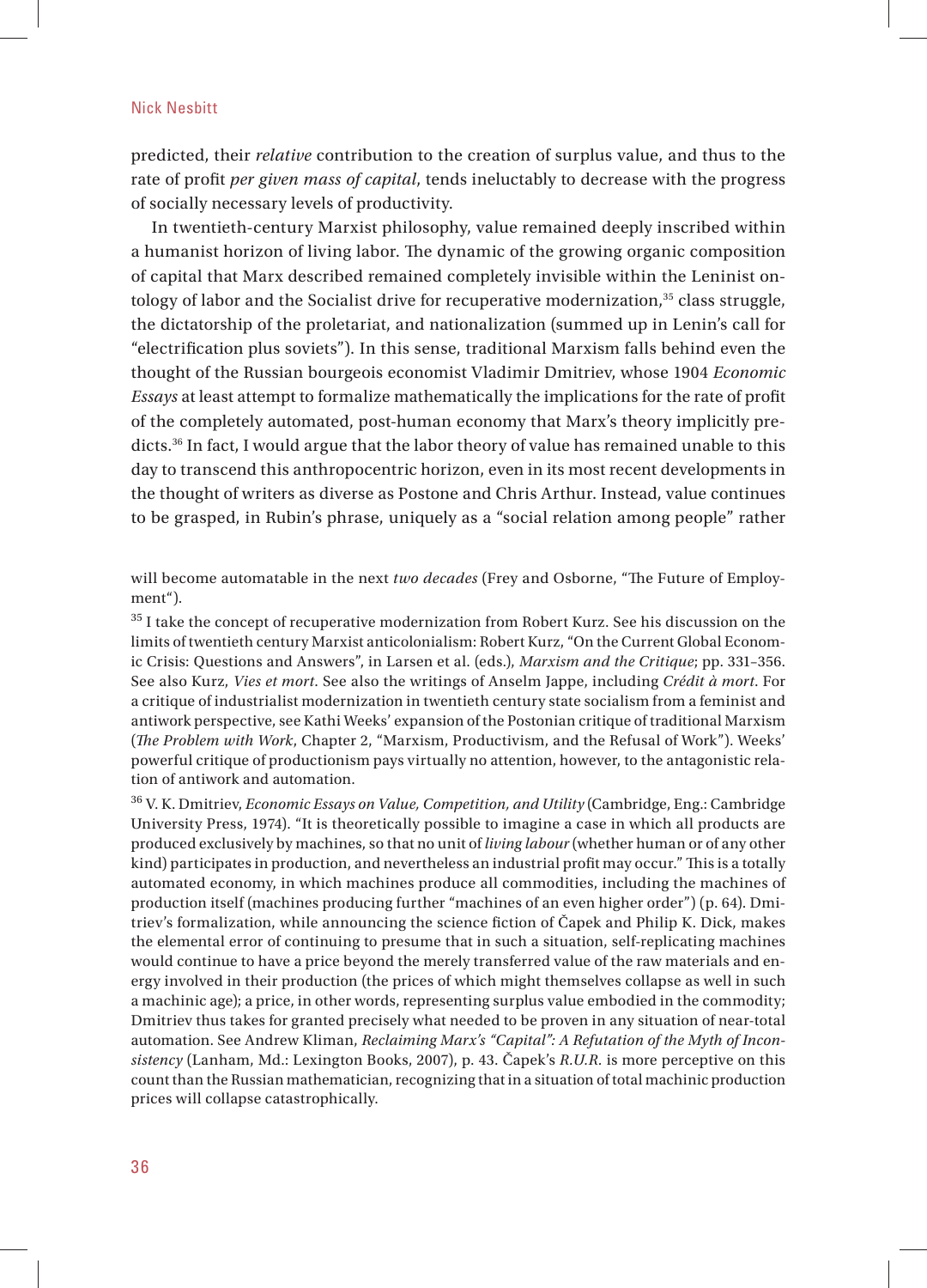predicted, their *relative* contribution to the creation of surplus value, and thus to the rate of profit *per given mass of capital*, tends ineluctably to decrease with the progress of socially necessary levels of productivity.

In twentieth-century Marxist philosophy, value remained deeply inscribed within a humanist horizon of living labor. The dynamic of the growing organic composition of capital that Marx described remained completely invisible within the Leninist ontology of labor and the Socialist drive for recuperative modernization,[35] class struggle, the dictatorship of the proletariat, and nationalization (summed up in Lenin's call for "electrification plus soviets"). In this sense, traditional Marxism falls behind even the thought of the Russian bourgeois economist Vladimir Dmitriev, whose 1904 *Economic Essays* at least attempt to formalize mathematically the implications for the rate of profit of the completely automated, post-human economy that Marx's theory implicitly predicts.[36] In fact, I would argue that the labor theory of value has remained unable to this day to transcend this anthropocentric horizon, even in its most recent developments in the thought of writers as diverse as Postone and Chris Arthur. Instead, value continues to be grasped, in Rubin's phrase, uniquely as a "social relation among people" rather

will become automatable in the next *two decades* (Frey and Osborne, "The Future of Employment").

[35] I take the concept of recuperative modernization from Robert Kurz. See his discussion on the limits of twentieth century Marxist anticolonialism: Robert Kurz, "On the Current Global Economic Crisis: Questions and Answers", in Larsen et al. (eds.), *Marxism and the Critique*; pp. 331–356. See also Kurz, *Vies et mort*. See also the writings of Anselm Jappe, including *Crédit à mort*. For a critique of industrialist modernization in twentieth century state socialism from a feminist and antiwork perspective, see Kathi Weeks' expansion of the Postonian critique of traditional Marxism (*The Problem with Work*, Chapter 2, "Marxism, Productivism, and the Refusal of Work"). Weeks' powerful critique of productionism pays virtually no attention, however, to the antagonistic relation of antiwork and automation.

[36] V. K. Dmitriev, *Economic Essays on Value, Competition, and Utility* (Cambridge, Eng.: Cambridge University Press, 1974). "It is theoretically possible to imagine a case in which all products are produced exclusively by machines, so that no unit of *living labour* (whether human or of any other kind) participates in production, and nevertheless an industrial profit may occur." This is a totally automated economy, in which machines produce all commodities, including the machines of production itself (machines producing further "machines of an even higher order") (p. 64). Dmitriev's formalization, while announcing the science fiction of Čapek and Philip K. Dick, makes the elemental error of continuing to presume that in such a situation, self-replicating machines would continue to have a price beyond the merely transferred value of the raw materials and energy involved in their production (the prices of which might themselves collapse as well in such a machinic age); a price, in other words, representing surplus value embodied in the commodity; Dmitriev thus takes for granted precisely what needed to be proven in any situation of near-total automation. See Andrew Kliman, *Reclaiming Marx's "Capital": A Refutation of the Myth of Inconsistency* (Lanham, Md.: Lexington Books, 2007), p. 43. Čapek's *R.U.R.* is more perceptive on this count than the Russian mathematician, recognizing that in a situation of total machinic production prices will collapse catastrophically.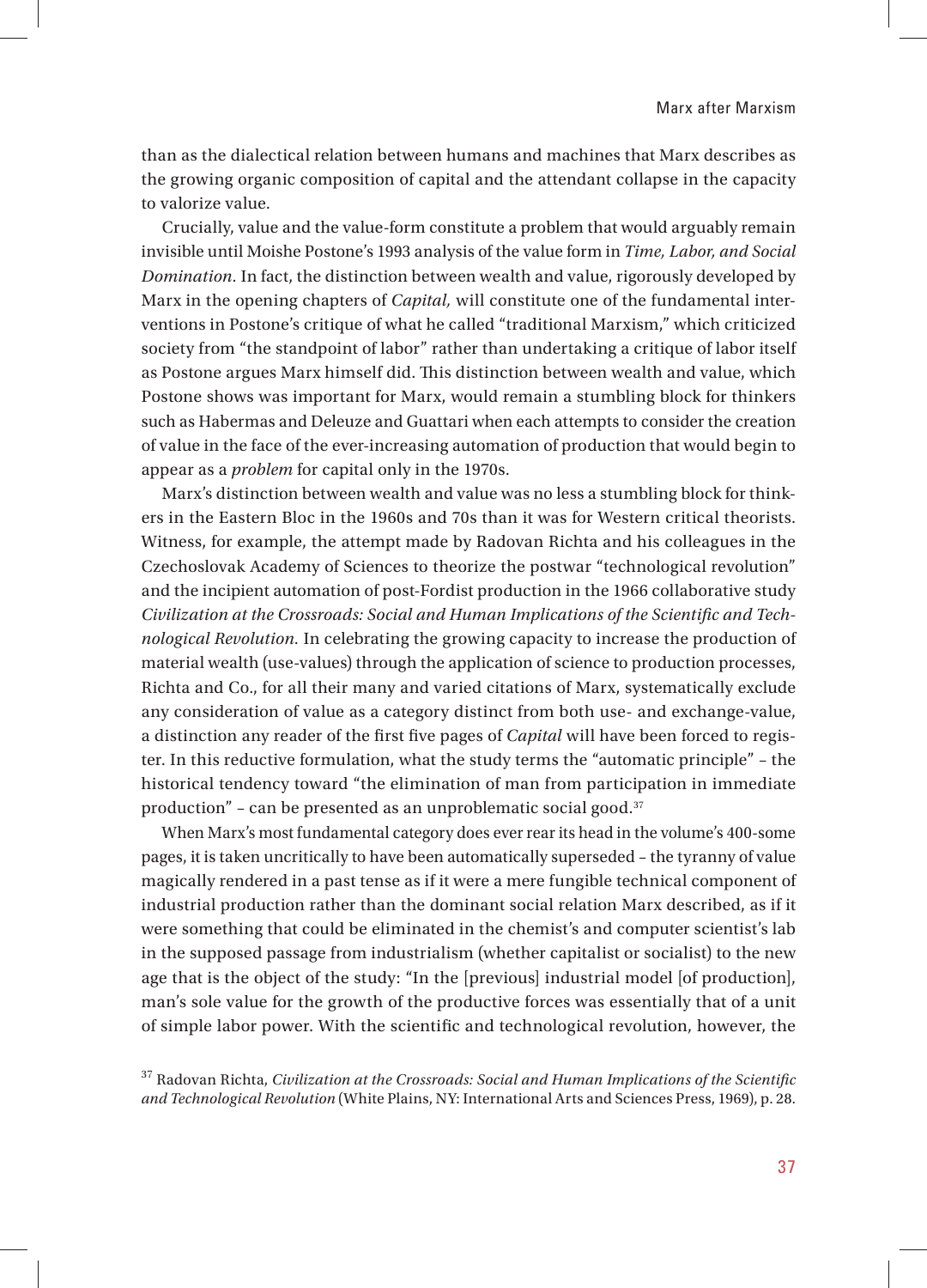than as the dialectical relation between humans and machines that Marx describes as the growing organic composition of capital and the attendant collapse in the capacity to valorize value.

Crucially, value and the value-form constitute a problem that would arguably remain invisible until Moishe Postone's 1993 analysis of the value form in *Time, Labor, and Social Domination*. In fact, the distinction between wealth and value, rigorously developed by Marx in the opening chapters of *Capital,* will constitute one of the fundamental interventions in Postone's critique of what he called "traditional Marxism," which criticized society from "the standpoint of labor" rather than undertaking a critique of labor itself as Postone argues Marx himself did. This distinction between wealth and value, which Postone shows was important for Marx, would remain a stumbling block for thinkers such as Habermas and Deleuze and Guattari when each attempts to consider the creation of value in the face of the ever-increasing automation of production that would begin to appear as a *problem* for capital only in the 1970s.

Marx's distinction between wealth and value was no less a stumbling block for thinkers in the Eastern Bloc in the 1960s and 70s than it was for Western critical theorists. Witness, for example, the attempt made by Radovan Richta and his colleagues in the Czechoslovak Academy of Sciences to theorize the postwar "technological revolution" and the incipient automation of post-Fordist production in the 1966 collaborative study *Civilization at the Crossroads: Social and Human Implications of the Scientific and Technological Revolution*. In celebrating the growing capacity to increase the production of material wealth (use-values) through the application of science to production processes, Richta and Co., for all their many and varied citations of Marx, systematically exclude any consideration of value as a category distinct from both use- and exchange-value, a distinction any reader of the first five pages of *Capital* will have been forced to register. In this reductive formulation, what the study terms the "automatic principle" – the historical tendency toward "the elimination of man from participation in immediate production" – can be presented as an unproblematic social good.[37]

When Marx's most fundamental category does ever rear its head in the volume's 400-some pages, it is taken uncritically to have been automatically superseded – the tyranny of value magically rendered in a past tense as if it were a mere fungible technical component of industrial production rather than the dominant social relation Marx described, as if it were something that could be eliminated in the chemist's and computer scientist's lab in the supposed passage from industrialism (whether capitalist or socialist) to the new age that is the object of the study: "In the [previous] industrial model [of production], man's sole value for the growth of the productive forces was essentially that of a unit of simple labor power. With the scientific and technological revolution, however, the

[37] Radovan Richta, *Civilization at the Crossroads: Social and Human Implications of the Scientific and Technological Revolution* (White Plains, NY: International Arts and Sciences Press, 1969), p. 28.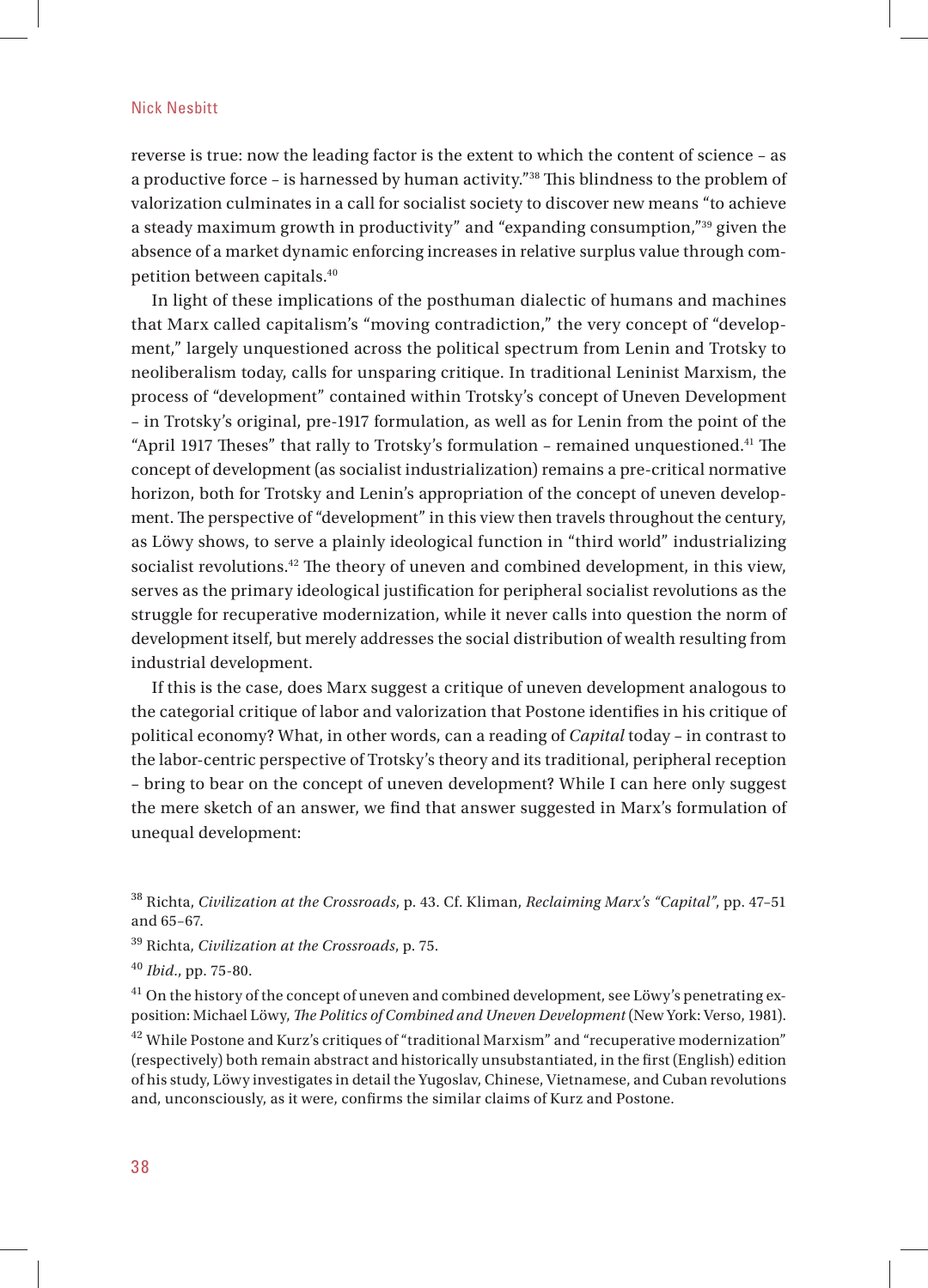reverse is true: now the leading factor is the extent to which the content of science – as a productive force – is harnessed by human activity."[38] This blindness to the problem of valorization culminates in a call for socialist society to discover new means "to achieve a steady maximum growth in productivity" and "expanding consumption,"[39] given the absence of a market dynamic enforcing increases in relative surplus value through competition between capitals.[40]

In light of these implications of the posthuman dialectic of humans and machines that Marx called capitalism's "moving contradiction," the very concept of "development," largely unquestioned across the political spectrum from Lenin and Trotsky to neoliberalism today, calls for unsparing critique. In traditional Leninist Marxism, the process of "development" contained within Trotsky's concept of Uneven Development – in Trotsky's original, pre-1917 formulation, as well as for Lenin from the point of the "April 1917 Theses" that rally to Trotsky's formulation – remained unquestioned.[41] The concept of development (as socialist industrialization) remains a pre-critical normative horizon, both for Trotsky and Lenin's appropriation of the concept of uneven development. The perspective of "development" in this view then travels throughout the century, as Löwy shows, to serve a plainly ideological function in "third world" industrializing socialist revolutions.[42] The theory of uneven and combined development, in this view, serves as the primary ideological justification for peripheral socialist revolutions as the struggle for recuperative modernization, while it never calls into question the norm of development itself, but merely addresses the social distribution of wealth resulting from industrial development.

If this is the case, does Marx suggest a critique of uneven development analogous to the categorial critique of labor and valorization that Postone identifies in his critique of political economy? What, in other words, can a reading of *Capital* today – in contrast to the labor-centric perspective of Trotsky's theory and its traditional, peripheral reception – bring to bear on the concept of uneven development? While I can here only suggest the mere sketch of an answer, we find that answer suggested in Marx's formulation of unequal development:

[38] Richta, *Civilization at the Crossroads*, p. 43. Cf. Kliman, *Reclaiming Marx's "Capital"*, pp. 47–51 and 65–67.

[39] Richta, *Civilization at the Crossroads*, p. 75.

[40] *Ibid.*, pp. 75-80.

[41] On the history of the concept of uneven and combined development, see Löwy's penetrating exposition: Michael Löwy, *The Politics of Combined and Uneven Development* (New York: Verso, 1981).

[42] While Postone and Kurz's critiques of "traditional Marxism" and "recuperative modernization" (respectively) both remain abstract and historically unsubstantiated, in the first (English) edition of his study, Löwy investigates in detail the Yugoslav, Chinese, Vietnamese, and Cuban revolutions and, unconsciously, as it were, confirms the similar claims of Kurz and Postone.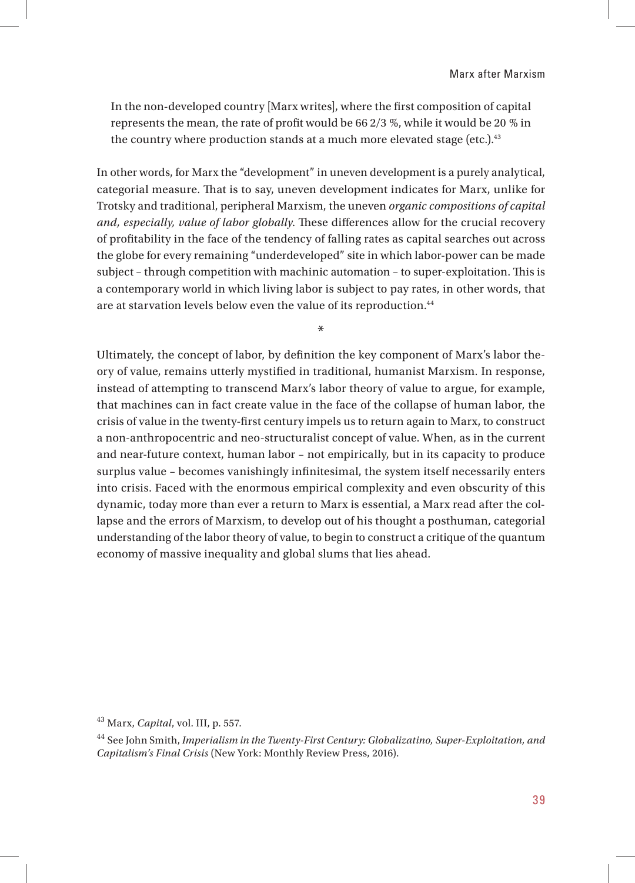> In the non-developed country [Marx writes], where the first composition of capital represents the mean, the rate of profit would be 66 2/3 %, while it would be 20 % in the country where production stands at a much more elevated stage (etc.).[43]

In other words, for Marx the "development" in uneven development is a purely analytical, categorial measure. That is to say, uneven development indicates for Marx, unlike for Trotsky and traditional, peripheral Marxism, the uneven *organic compositions of capital and, especially, value of labor globally*. These differences allow for the crucial recovery of profitability in the face of the tendency of falling rates as capital searches out across the globe for every remaining "underdeveloped" site in which labor-power can be made subject – through competition with machinic automation – to super-exploitation. This is a contemporary world in which living labor is subject to pay rates, in other words, that are at starvation levels below even the value of its reproduction.[44]

*

Ultimately, the concept of labor, by definition the key component of Marx's labor theory of value, remains utterly mystified in traditional, humanist Marxism. In response, instead of attempting to transcend Marx's labor theory of value to argue, for example, that machines can in fact create value in the face of the collapse of human labor, the crisis of value in the twenty-first century impels us to return again to Marx, to construct a non-anthropocentric and neo-structuralist concept of value. When, as in the current and near-future context, human labor – not empirically, but in its capacity to produce surplus value – becomes vanishingly infinitesimal, the system itself necessarily enters into crisis. Faced with the enormous empirical complexity and even obscurity of this dynamic, today more than ever a return to Marx is essential, a Marx read after the collapse and the errors of Marxism, to develop out of his thought a posthuman, categorial understanding of the labor theory of value, to begin to construct a critique of the quantum economy of massive inequality and global slums that lies ahead.

[43] Marx, *Capital*, vol. III, p. 557.

[44] See John Smith, *Imperialism in the Twenty-First Century: Globalizatino, Super-Exploitation, and Capitalism's Final Crisis* (New York: Monthly Review Press, 2016).